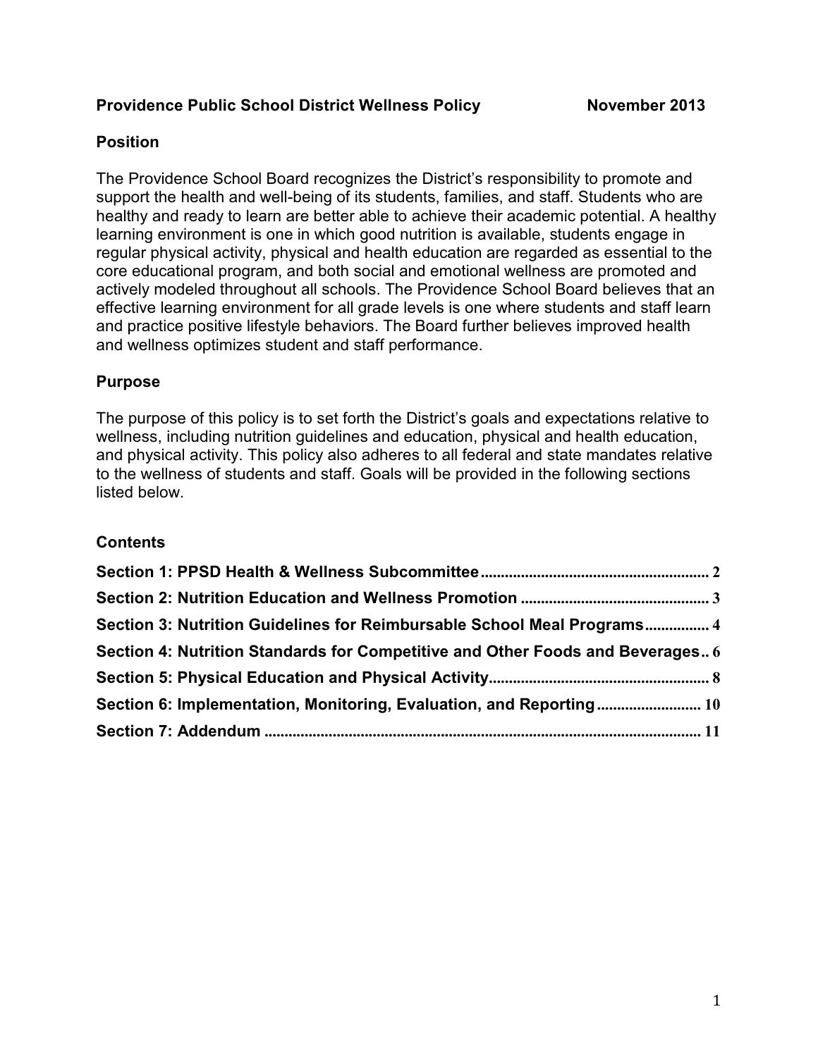# Providence Public School District Wellness Policy November 2013

## Position

The Providence School Board recognizes the District's responsibility to promote and support the health and well-being of its students, families, and staff. Students who are healthy and ready to learn are better able to achieve their academic potential. A healthy learning environment is one in which good nutrition is available, students engage in regular physical activity, physical and health education are regarded as essential to the core educational program, and both social and emotional wellness are promoted and actively modeled throughout all schools. The Providence School Board believes that an effective learning environment for all grade levels is one where students and staff learn and practice positive lifestyle behaviors. The Board further believes improved health and wellness optimizes student and staff performance.

## Purpose

The purpose of this policy is to set forth the District's goals and expectations relative to wellness, including nutrition guidelines and education, physical and health education, and physical activity. This policy also adheres to all federal and state mandates relative to the wellness of students and staff. Goals will be provided in the following sections listed below.

## Contents

**Section 1: PPSD Health & Wellness Subcommittee** .......... 2
**Section 2: Nutrition Education and Wellness Promotion** .......... 3
**Section 3: Nutrition Guidelines for Reimbursable School Meal Programs** .......... 4
**Section 4: Nutrition Standards for Competitive and Other Foods and Beverages** .. 6
**Section 5: Physical Education and Physical Activity** .......... 8
**Section 6: Implementation, Monitoring, Evaluation, and Reporting** .......... 10
**Section 7: Addendum** .......... 11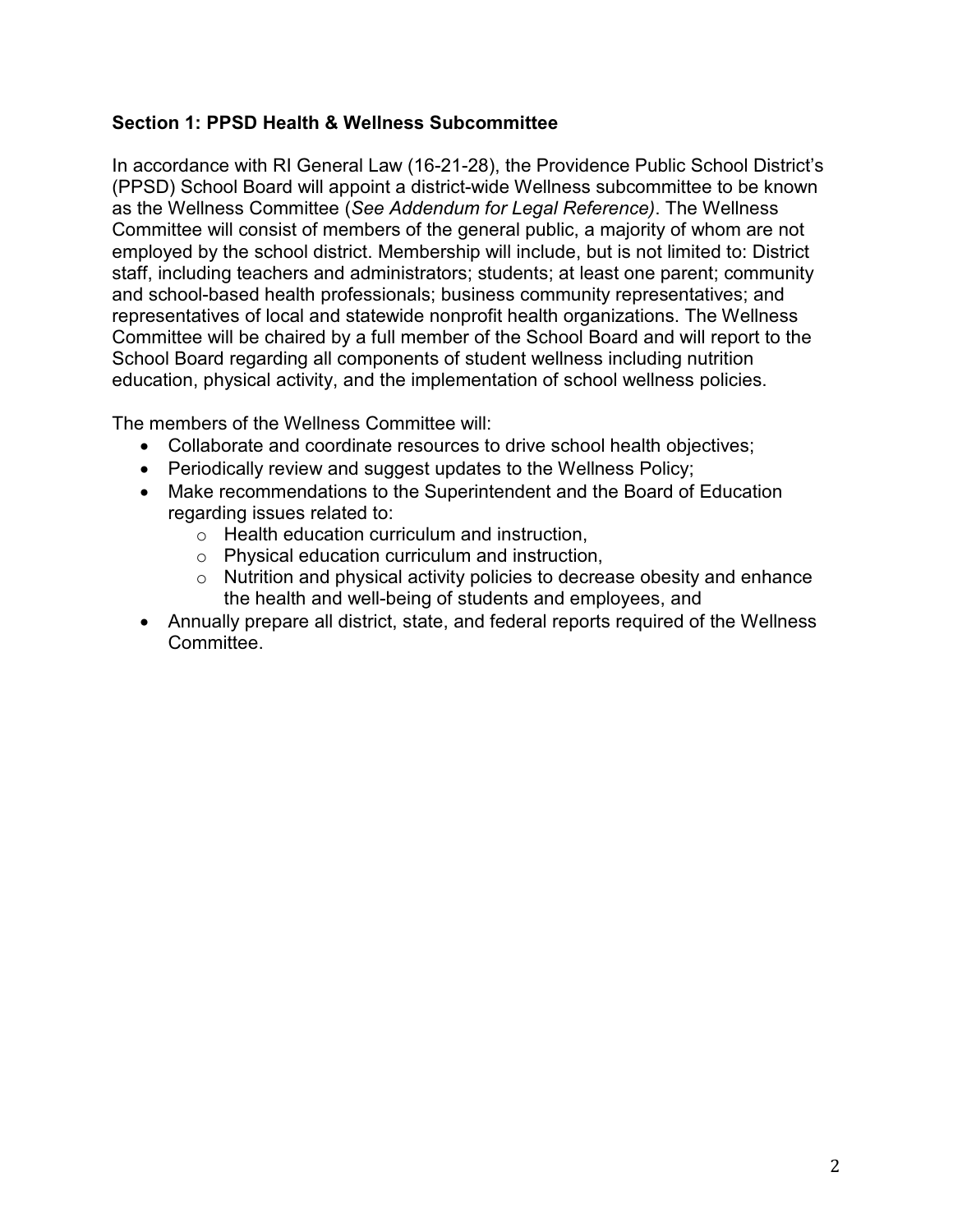### Section 1: PPSD Health & Wellness Subcommittee

In accordance with RI General Law (16-21-28), the Providence Public School District's (PPSD) School Board will appoint a district-wide Wellness subcommittee to be known as the Wellness Committee (*See Addendum for Legal Reference)*. The Wellness Committee will consist of members of the general public, a majority of whom are not employed by the school district. Membership will include, but is not limited to: District staff, including teachers and administrators; students; at least one parent; community and school-based health professionals; business community representatives; and representatives of local and statewide nonprofit health organizations. The Wellness Committee will be chaired by a full member of the School Board and will report to the School Board regarding all components of student wellness including nutrition education, physical activity, and the implementation of school wellness policies.

The members of the Wellness Committee will:

- Collaborate and coordinate resources to drive school health objectives;
- Periodically review and suggest updates to the Wellness Policy;
- Make recommendations to the Superintendent and the Board of Education regarding issues related to:
  - Health education curriculum and instruction,
  - Physical education curriculum and instruction,
  - Nutrition and physical activity policies to decrease obesity and enhance the health and well-being of students and employees, and
- Annually prepare all district, state, and federal reports required of the Wellness Committee.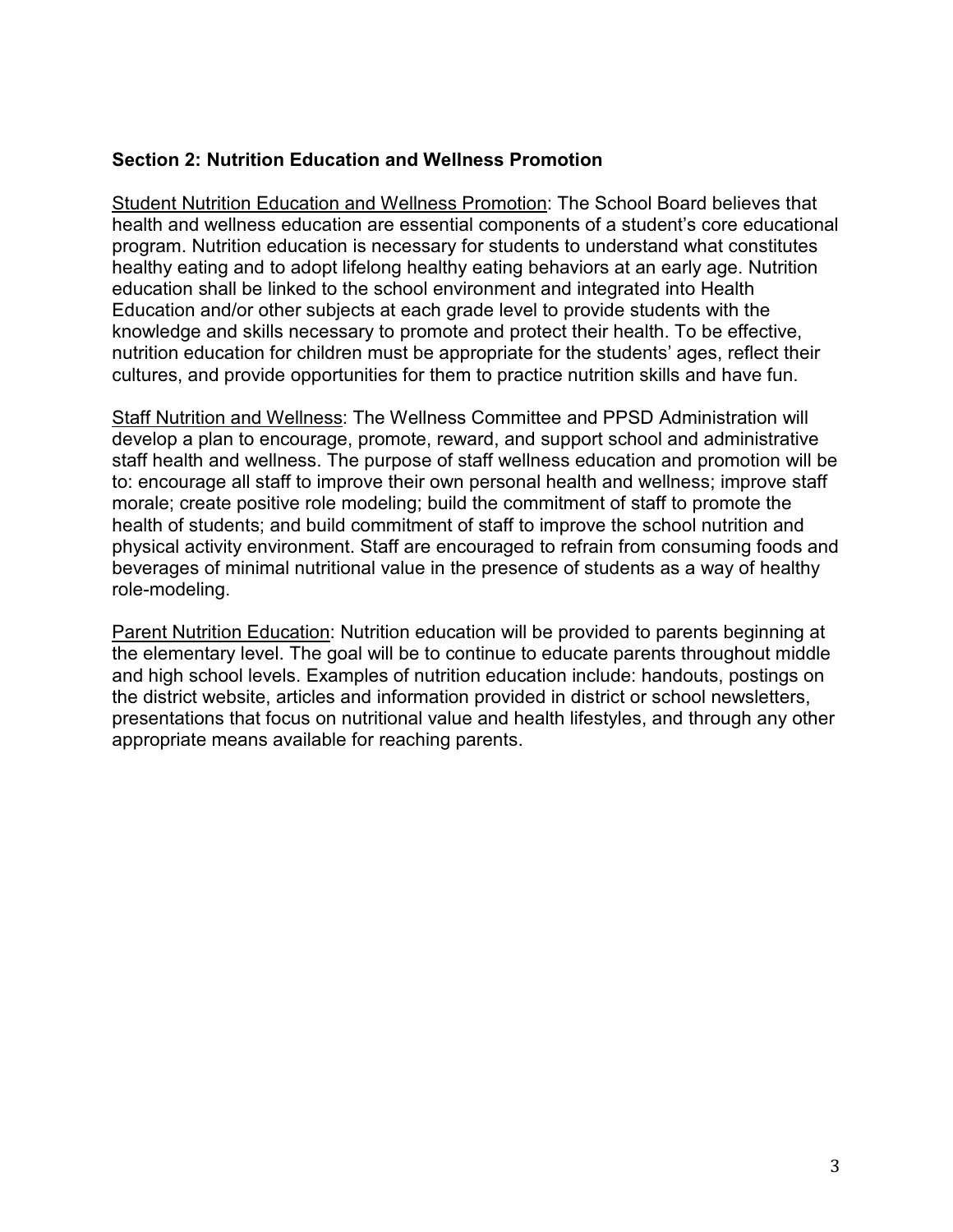## Section 2: Nutrition Education and Wellness Promotion

<u>Student Nutrition Education and Wellness Promotion</u>: The School Board believes that health and wellness education are essential components of a student's core educational program. Nutrition education is necessary for students to understand what constitutes healthy eating and to adopt lifelong healthy eating behaviors at an early age. Nutrition education shall be linked to the school environment and integrated into Health Education and/or other subjects at each grade level to provide students with the knowledge and skills necessary to promote and protect their health. To be effective, nutrition education for children must be appropriate for the students' ages, reflect their cultures, and provide opportunities for them to practice nutrition skills and have fun.

<u>Staff Nutrition and Wellness</u>: The Wellness Committee and PPSD Administration will develop a plan to encourage, promote, reward, and support school and administrative staff health and wellness. The purpose of staff wellness education and promotion will be to: encourage all staff to improve their own personal health and wellness; improve staff morale; create positive role modeling; build the commitment of staff to promote the health of students; and build commitment of staff to improve the school nutrition and physical activity environment. Staff are encouraged to refrain from consuming foods and beverages of minimal nutritional value in the presence of students as a way of healthy role-modeling.

<u>Parent Nutrition Education</u>: Nutrition education will be provided to parents beginning at the elementary level. The goal will be to continue to educate parents throughout middle and high school levels. Examples of nutrition education include: handouts, postings on the district website, articles and information provided in district or school newsletters, presentations that focus on nutritional value and health lifestyles, and through any other appropriate means available for reaching parents.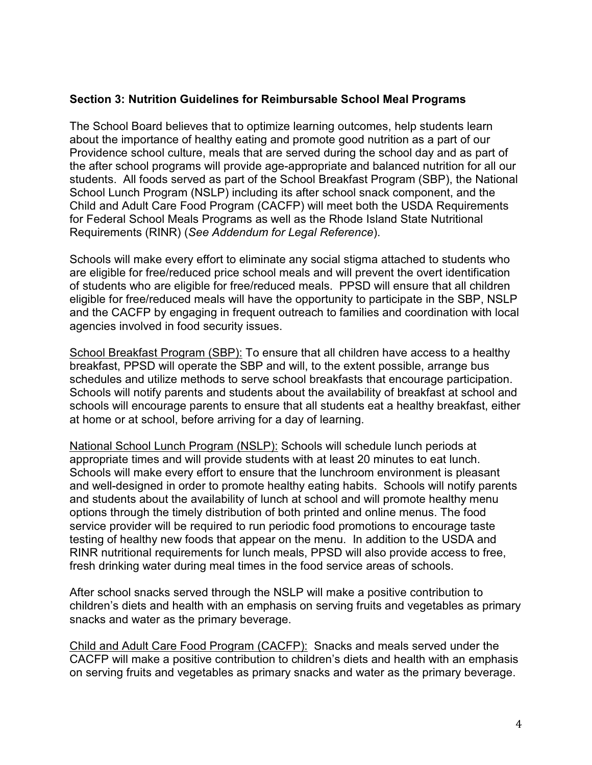### Section 3: Nutrition Guidelines for Reimbursable School Meal Programs

The School Board believes that to optimize learning outcomes, help students learn about the importance of healthy eating and promote good nutrition as a part of our Providence school culture, meals that are served during the school day and as part of the after school programs will provide age-appropriate and balanced nutrition for all our students. All foods served as part of the School Breakfast Program (SBP), the National School Lunch Program (NSLP) including its after school snack component, and the Child and Adult Care Food Program (CACFP) will meet both the USDA Requirements for Federal School Meals Programs as well as the Rhode Island State Nutritional Requirements (RINR) (*See Addendum for Legal Reference*).

Schools will make every effort to eliminate any social stigma attached to students who are eligible for free/reduced price school meals and will prevent the overt identification of students who are eligible for free/reduced meals. PPSD will ensure that all children eligible for free/reduced meals will have the opportunity to participate in the SBP, NSLP and the CACFP by engaging in frequent outreach to families and coordination with local agencies involved in food security issues.

<u>School Breakfast Program (SBP):</u> To ensure that all children have access to a healthy breakfast, PPSD will operate the SBP and will, to the extent possible, arrange bus schedules and utilize methods to serve school breakfasts that encourage participation. Schools will notify parents and students about the availability of breakfast at school and schools will encourage parents to ensure that all students eat a healthy breakfast, either at home or at school, before arriving for a day of learning.

<u>National School Lunch Program (NSLP):</u> Schools will schedule lunch periods at appropriate times and will provide students with at least 20 minutes to eat lunch. Schools will make every effort to ensure that the lunchroom environment is pleasant and well-designed in order to promote healthy eating habits. Schools will notify parents and students about the availability of lunch at school and will promote healthy menu options through the timely distribution of both printed and online menus. The food service provider will be required to run periodic food promotions to encourage taste testing of healthy new foods that appear on the menu. In addition to the USDA and RINR nutritional requirements for lunch meals, PPSD will also provide access to free, fresh drinking water during meal times in the food service areas of schools.

After school snacks served through the NSLP will make a positive contribution to children's diets and health with an emphasis on serving fruits and vegetables as primary snacks and water as the primary beverage.

<u>Child and Adult Care Food Program (CACFP):</u> Snacks and meals served under the CACFP will make a positive contribution to children's diets and health with an emphasis on serving fruits and vegetables as primary snacks and water as the primary beverage.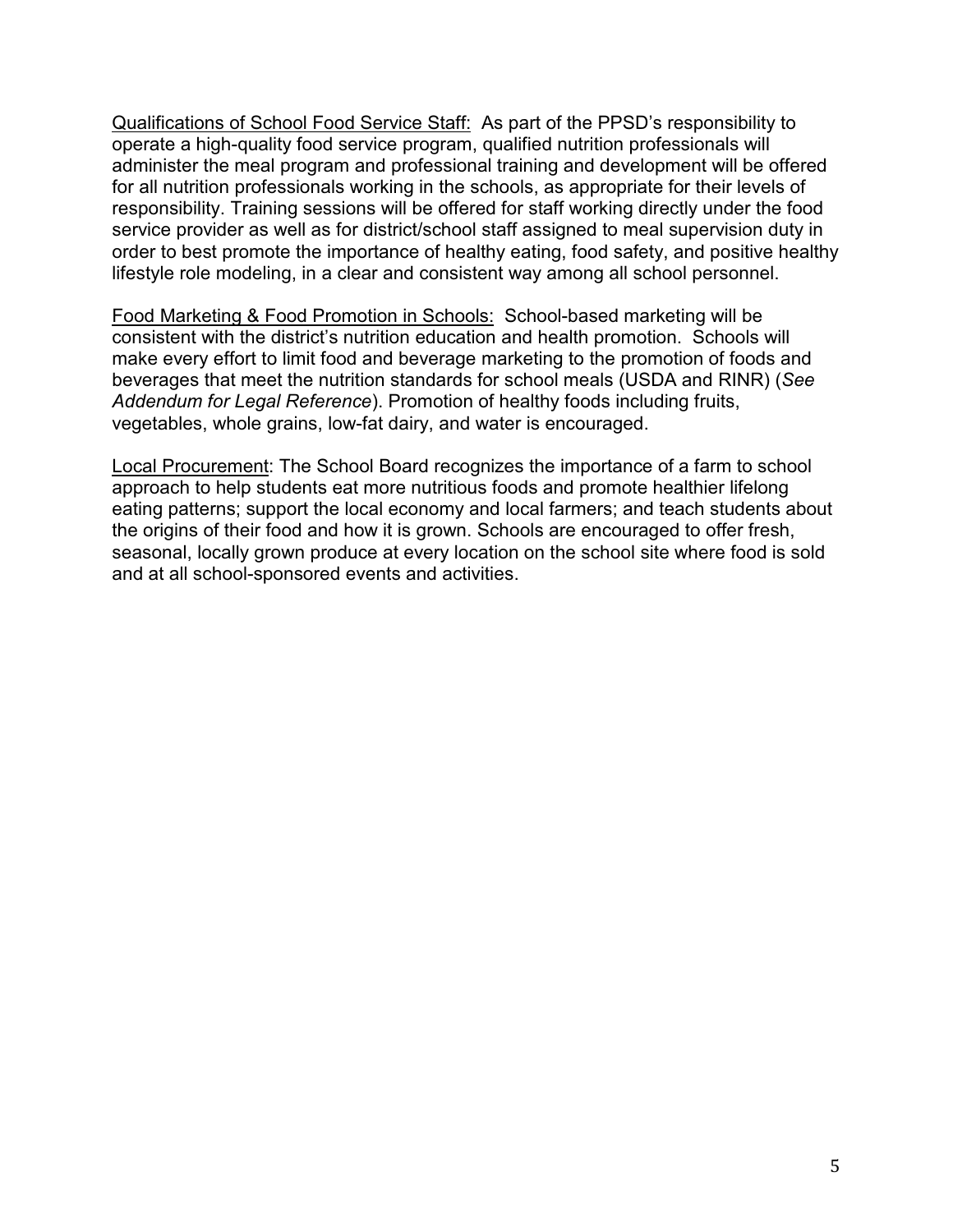Qualifications of School Food Service Staff: As part of the PPSD's responsibility to operate a high-quality food service program, qualified nutrition professionals will administer the meal program and professional training and development will be offered for all nutrition professionals working in the schools, as appropriate for their levels of responsibility. Training sessions will be offered for staff working directly under the food service provider as well as for district/school staff assigned to meal supervision duty in order to best promote the importance of healthy eating, food safety, and positive healthy lifestyle role modeling, in a clear and consistent way among all school personnel.

Food Marketing & Food Promotion in Schools: School-based marketing will be consistent with the district's nutrition education and health promotion. Schools will make every effort to limit food and beverage marketing to the promotion of foods and beverages that meet the nutrition standards for school meals (USDA and RINR) (*See Addendum for Legal Reference*). Promotion of healthy foods including fruits, vegetables, whole grains, low-fat dairy, and water is encouraged.

Local Procurement: The School Board recognizes the importance of a farm to school approach to help students eat more nutritious foods and promote healthier lifelong eating patterns; support the local economy and local farmers; and teach students about the origins of their food and how it is grown. Schools are encouraged to offer fresh, seasonal, locally grown produce at every location on the school site where food is sold and at all school-sponsored events and activities.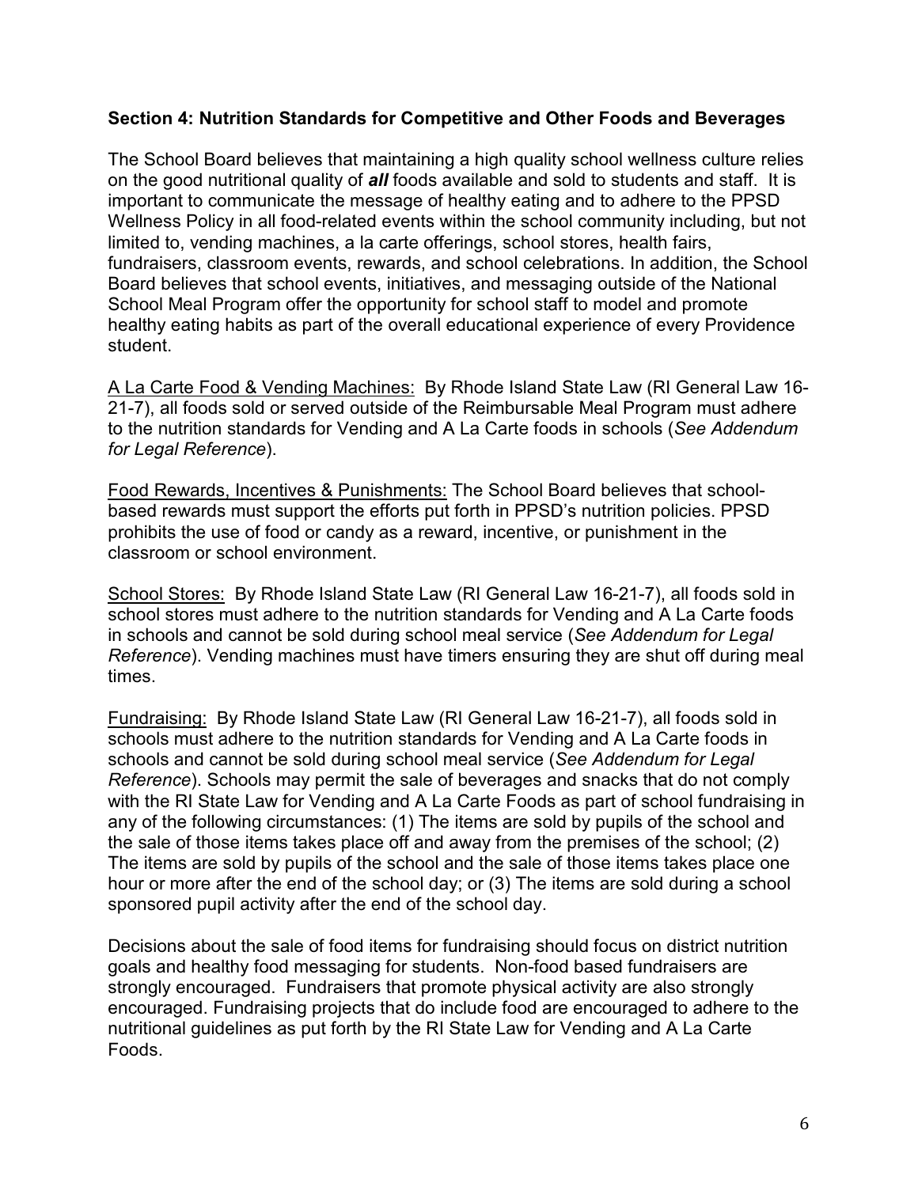**Section 4: Nutrition Standards for Competitive and Other Foods and Beverages**

The School Board believes that maintaining a high quality school wellness culture relies on the good nutritional quality of ***all*** foods available and sold to students and staff. It is important to communicate the message of healthy eating and to adhere to the PPSD Wellness Policy in all food-related events within the school community including, but not limited to, vending machines, a la carte offerings, school stores, health fairs, fundraisers, classroom events, rewards, and school celebrations. In addition, the School Board believes that school events, initiatives, and messaging outside of the National School Meal Program offer the opportunity for school staff to model and promote healthy eating habits as part of the overall educational experience of every Providence student.

<u>A La Carte Food & Vending Machines:</u> By Rhode Island State Law (RI General Law 16-21-7), all foods sold or served outside of the Reimbursable Meal Program must adhere to the nutrition standards for Vending and A La Carte foods in schools (*See Addendum for Legal Reference*).

<u>Food Rewards, Incentives & Punishments:</u> The School Board believes that school-based rewards must support the efforts put forth in PPSD's nutrition policies. PPSD prohibits the use of food or candy as a reward, incentive, or punishment in the classroom or school environment.

<u>School Stores:</u> By Rhode Island State Law (RI General Law 16-21-7), all foods sold in school stores must adhere to the nutrition standards for Vending and A La Carte foods in schools and cannot be sold during school meal service (*See Addendum for Legal Reference*). Vending machines must have timers ensuring they are shut off during meal times.

<u>Fundraising:</u> By Rhode Island State Law (RI General Law 16-21-7), all foods sold in schools must adhere to the nutrition standards for Vending and A La Carte foods in schools and cannot be sold during school meal service (*See Addendum for Legal Reference*). Schools may permit the sale of beverages and snacks that do not comply with the RI State Law for Vending and A La Carte Foods as part of school fundraising in any of the following circumstances: (1) The items are sold by pupils of the school and the sale of those items takes place off and away from the premises of the school; (2) The items are sold by pupils of the school and the sale of those items takes place one hour or more after the end of the school day; or (3) The items are sold during a school sponsored pupil activity after the end of the school day.

Decisions about the sale of food items for fundraising should focus on district nutrition goals and healthy food messaging for students. Non-food based fundraisers are strongly encouraged. Fundraisers that promote physical activity are also strongly encouraged. Fundraising projects that do include food are encouraged to adhere to the nutritional guidelines as put forth by the RI State Law for Vending and A La Carte Foods.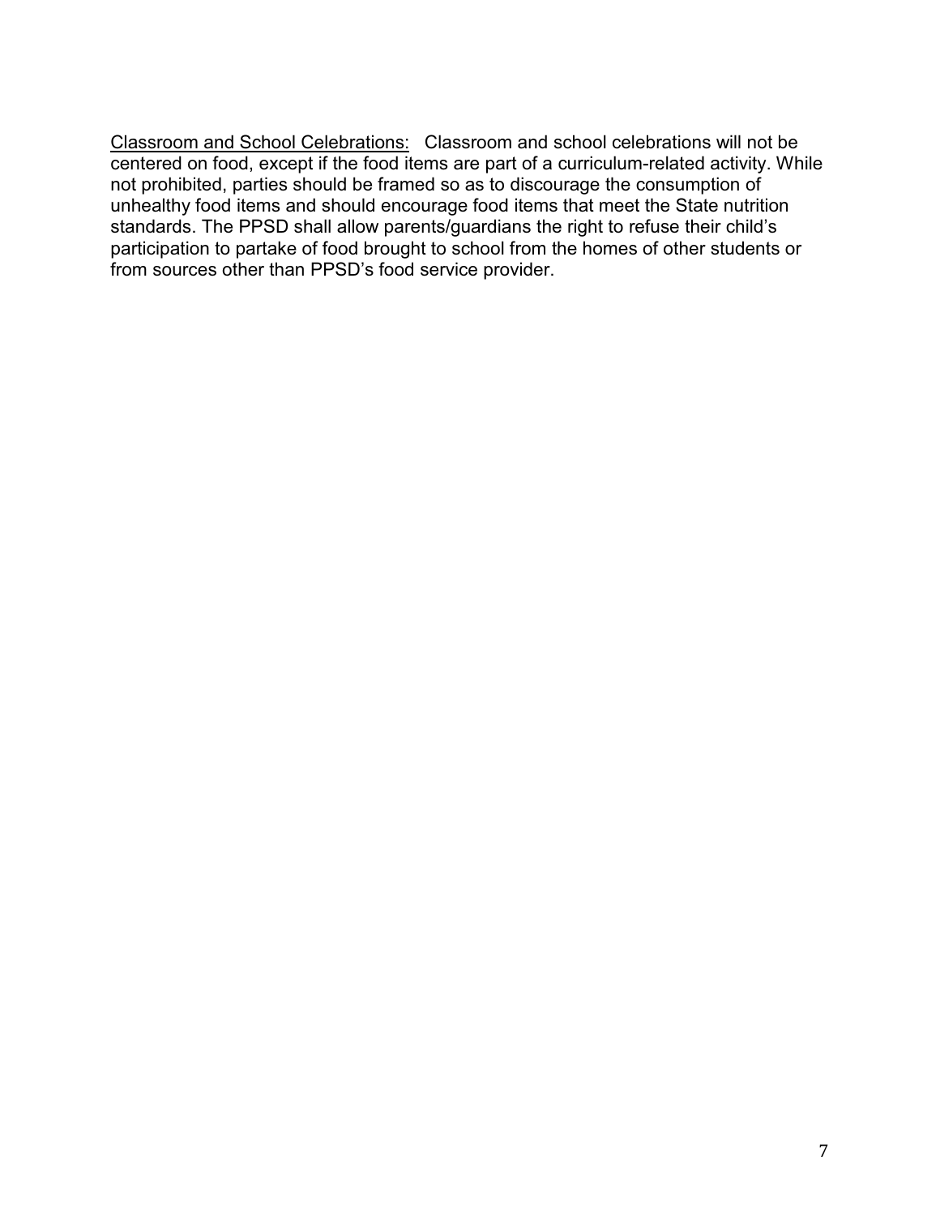<u>Classroom and School Celebrations:</u> Classroom and school celebrations will not be centered on food, except if the food items are part of a curriculum-related activity. While not prohibited, parties should be framed so as to discourage the consumption of unhealthy food items and should encourage food items that meet the State nutrition standards. The PPSD shall allow parents/guardians the right to refuse their child's participation to partake of food brought to school from the homes of other students or from sources other than PPSD's food service provider.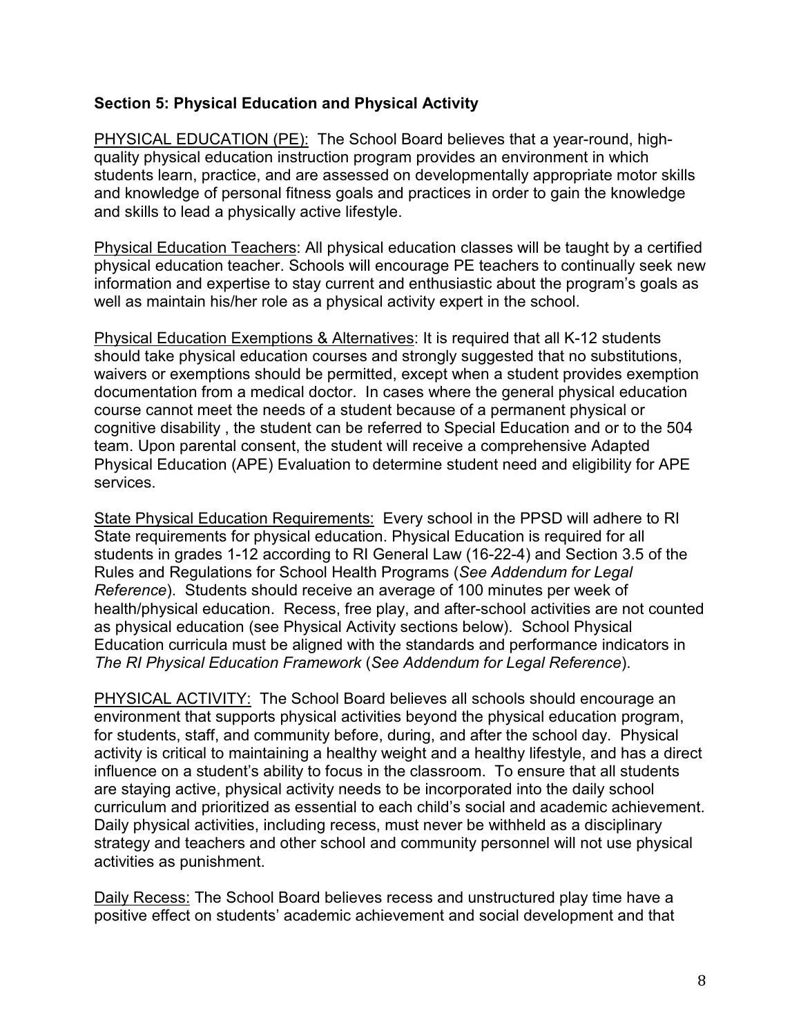**Section 5: Physical Education and Physical Activity**

PHYSICAL EDUCATION (PE): The School Board believes that a year-round, high-quality physical education instruction program provides an environment in which students learn, practice, and are assessed on developmentally appropriate motor skills and knowledge of personal fitness goals and practices in order to gain the knowledge and skills to lead a physically active lifestyle.

Physical Education Teachers: All physical education classes will be taught by a certified physical education teacher. Schools will encourage PE teachers to continually seek new information and expertise to stay current and enthusiastic about the program's goals as well as maintain his/her role as a physical activity expert in the school.

Physical Education Exemptions & Alternatives: It is required that all K-12 students should take physical education courses and strongly suggested that no substitutions, waivers or exemptions should be permitted, except when a student provides exemption documentation from a medical doctor. In cases where the general physical education course cannot meet the needs of a student because of a permanent physical or cognitive disability , the student can be referred to Special Education and or to the 504 team. Upon parental consent, the student will receive a comprehensive Adapted Physical Education (APE) Evaluation to determine student need and eligibility for APE services.

State Physical Education Requirements: Every school in the PPSD will adhere to RI State requirements for physical education. Physical Education is required for all students in grades 1-12 according to RI General Law (16-22-4) and Section 3.5 of the Rules and Regulations for School Health Programs (*See Addendum for Legal Reference*). Students should receive an average of 100 minutes per week of health/physical education. Recess, free play, and after-school activities are not counted as physical education (see Physical Activity sections below). School Physical Education curricula must be aligned with the standards and performance indicators in *The RI Physical Education Framework* (*See Addendum for Legal Reference*).

PHYSICAL ACTIVITY: The School Board believes all schools should encourage an environment that supports physical activities beyond the physical education program, for students, staff, and community before, during, and after the school day. Physical activity is critical to maintaining a healthy weight and a healthy lifestyle, and has a direct influence on a student's ability to focus in the classroom. To ensure that all students are staying active, physical activity needs to be incorporated into the daily school curriculum and prioritized as essential to each child's social and academic achievement. Daily physical activities, including recess, must never be withheld as a disciplinary strategy and teachers and other school and community personnel will not use physical activities as punishment.

Daily Recess: The School Board believes recess and unstructured play time have a positive effect on students' academic achievement and social development and that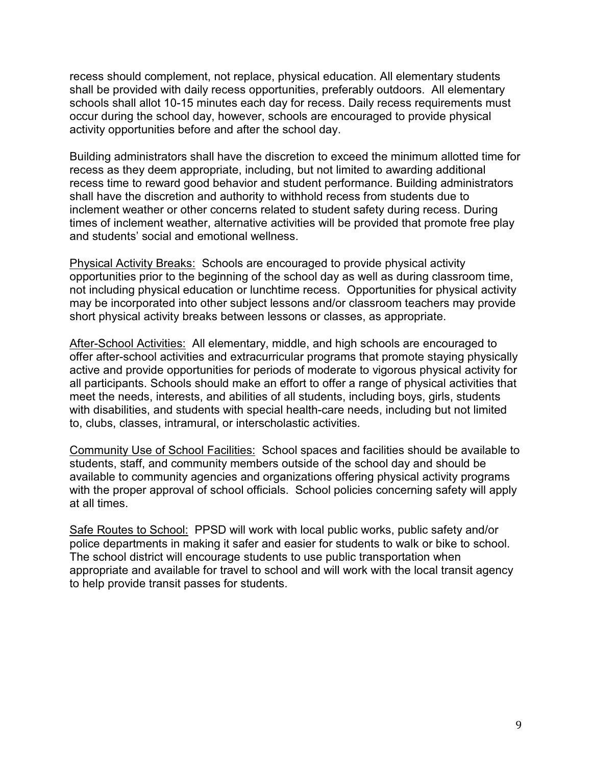recess should complement, not replace, physical education. All elementary students shall be provided with daily recess opportunities, preferably outdoors. All elementary schools shall allot 10-15 minutes each day for recess. Daily recess requirements must occur during the school day, however, schools are encouraged to provide physical activity opportunities before and after the school day.

Building administrators shall have the discretion to exceed the minimum allotted time for recess as they deem appropriate, including, but not limited to awarding additional recess time to reward good behavior and student performance. Building administrators shall have the discretion and authority to withhold recess from students due to inclement weather or other concerns related to student safety during recess. During times of inclement weather, alternative activities will be provided that promote free play and students' social and emotional wellness.

<u>Physical Activity Breaks:</u> Schools are encouraged to provide physical activity opportunities prior to the beginning of the school day as well as during classroom time, not including physical education or lunchtime recess. Opportunities for physical activity may be incorporated into other subject lessons and/or classroom teachers may provide short physical activity breaks between lessons or classes, as appropriate.

<u>After-School Activities:</u> All elementary, middle, and high schools are encouraged to offer after-school activities and extracurricular programs that promote staying physically active and provide opportunities for periods of moderate to vigorous physical activity for all participants. Schools should make an effort to offer a range of physical activities that meet the needs, interests, and abilities of all students, including boys, girls, students with disabilities, and students with special health-care needs, including but not limited to, clubs, classes, intramural, or interscholastic activities.

<u>Community Use of School Facilities:</u> School spaces and facilities should be available to students, staff, and community members outside of the school day and should be available to community agencies and organizations offering physical activity programs with the proper approval of school officials. School policies concerning safety will apply at all times.

<u>Safe Routes to School:</u> PPSD will work with local public works, public safety and/or police departments in making it safer and easier for students to walk or bike to school. The school district will encourage students to use public transportation when appropriate and available for travel to school and will work with the local transit agency to help provide transit passes for students.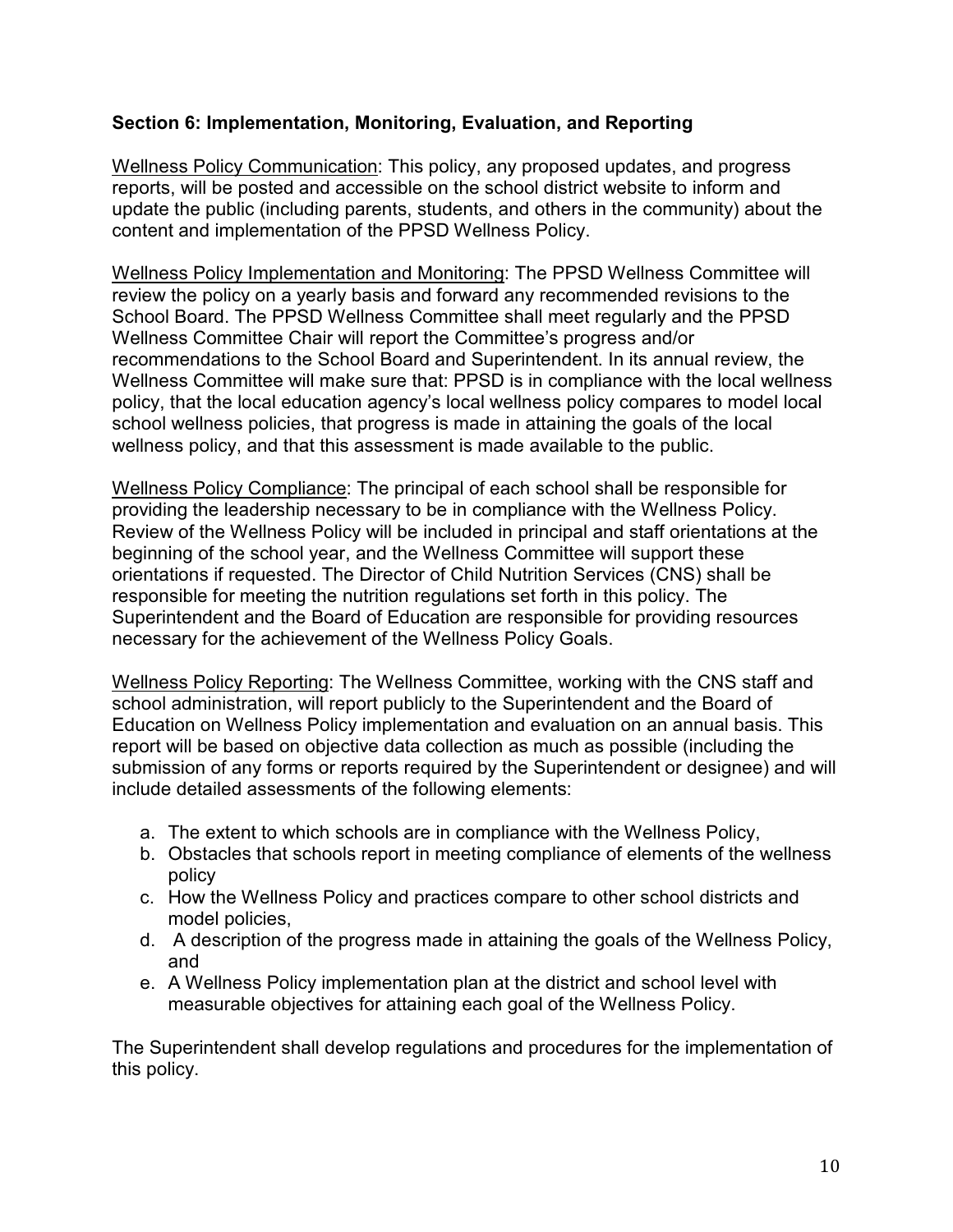**Section 6: Implementation, Monitoring, Evaluation, and Reporting**

Wellness Policy Communication: This policy, any proposed updates, and progress reports, will be posted and accessible on the school district website to inform and update the public (including parents, students, and others in the community) about the content and implementation of the PPSD Wellness Policy.

Wellness Policy Implementation and Monitoring: The PPSD Wellness Committee will review the policy on a yearly basis and forward any recommended revisions to the School Board. The PPSD Wellness Committee shall meet regularly and the PPSD Wellness Committee Chair will report the Committee's progress and/or recommendations to the School Board and Superintendent. In its annual review, the Wellness Committee will make sure that: PPSD is in compliance with the local wellness policy, that the local education agency's local wellness policy compares to model local school wellness policies, that progress is made in attaining the goals of the local wellness policy, and that this assessment is made available to the public.

Wellness Policy Compliance: The principal of each school shall be responsible for providing the leadership necessary to be in compliance with the Wellness Policy. Review of the Wellness Policy will be included in principal and staff orientations at the beginning of the school year, and the Wellness Committee will support these orientations if requested. The Director of Child Nutrition Services (CNS) shall be responsible for meeting the nutrition regulations set forth in this policy. The Superintendent and the Board of Education are responsible for providing resources necessary for the achievement of the Wellness Policy Goals.

Wellness Policy Reporting: The Wellness Committee, working with the CNS staff and school administration, will report publicly to the Superintendent and the Board of Education on Wellness Policy implementation and evaluation on an annual basis. This report will be based on objective data collection as much as possible (including the submission of any forms or reports required by the Superintendent or designee) and will include detailed assessments of the following elements:

a. The extent to which schools are in compliance with the Wellness Policy,
b. Obstacles that schools report in meeting compliance of elements of the wellness policy
c. How the Wellness Policy and practices compare to other school districts and model policies,
d. A description of the progress made in attaining the goals of the Wellness Policy, and
e. A Wellness Policy implementation plan at the district and school level with measurable objectives for attaining each goal of the Wellness Policy.

The Superintendent shall develop regulations and procedures for the implementation of this policy.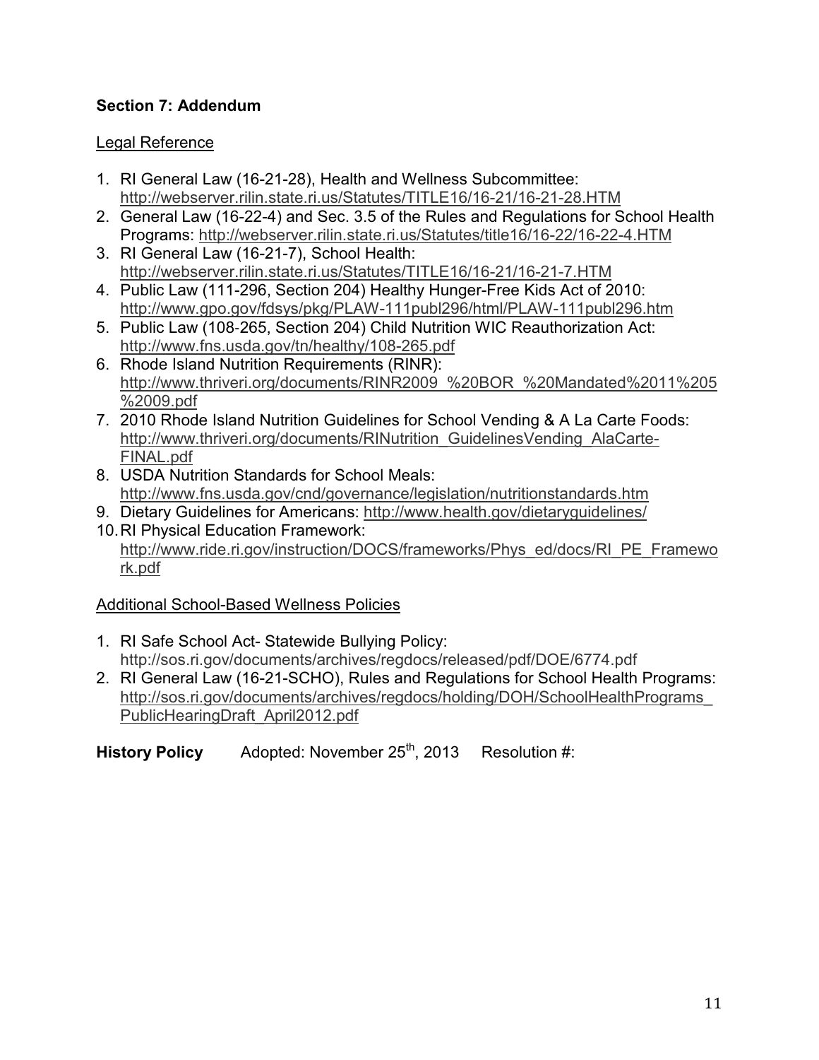**Section 7: Addendum**

Legal Reference

1. RI General Law (16-21-28), Health and Wellness Subcommittee: http://webserver.rilin.state.ri.us/Statutes/TITLE16/16-21/16-21-28.HTM
2. General Law (16-22-4) and Sec. 3.5 of the Rules and Regulations for School Health Programs: http://webserver.rilin.state.ri.us/Statutes/title16/16-22/16-22-4.HTM
3. RI General Law (16-21-7), School Health: http://webserver.rilin.state.ri.us/Statutes/TITLE16/16-21/16-21-7.HTM
4. Public Law (111-296, Section 204) Healthy Hunger-Free Kids Act of 2010: http://www.gpo.gov/fdsys/pkg/PLAW-111publ296/html/PLAW-111publ296.htm
5. Public Law (108-265, Section 204) Child Nutrition WIC Reauthorization Act: http://www.fns.usda.gov/tn/healthy/108-265.pdf
6. Rhode Island Nutrition Requirements (RINR): http://www.thriveri.org/documents/RINR2009_%20BOR_%20Mandated%2011%205%2009.pdf
7. 2010 Rhode Island Nutrition Guidelines for School Vending & A La Carte Foods: http://www.thriveri.org/documents/RINutrition_GuidelinesVending_AlaCarte-FINAL.pdf
8. USDA Nutrition Standards for School Meals: http://www.fns.usda.gov/cnd/governance/legislation/nutritionstandards.htm
9. Dietary Guidelines for Americans: http://www.health.gov/dietaryguidelines/
10. RI Physical Education Framework: http://www.ride.ri.gov/instruction/DOCS/frameworks/Phys_ed/docs/RI_PE_Framework.pdf

Additional School-Based Wellness Policies

1. RI Safe School Act- Statewide Bullying Policy: http://sos.ri.gov/documents/archives/regdocs/released/pdf/DOE/6774.pdf
2. RI General Law (16-21-SCHO), Rules and Regulations for School Health Programs: http://sos.ri.gov/documents/archives/regdocs/holding/DOH/SchoolHealthPrograms_PublicHearingDraft_April2012.pdf

**History Policy** Adopted: November 25th, 2013 Resolution #: